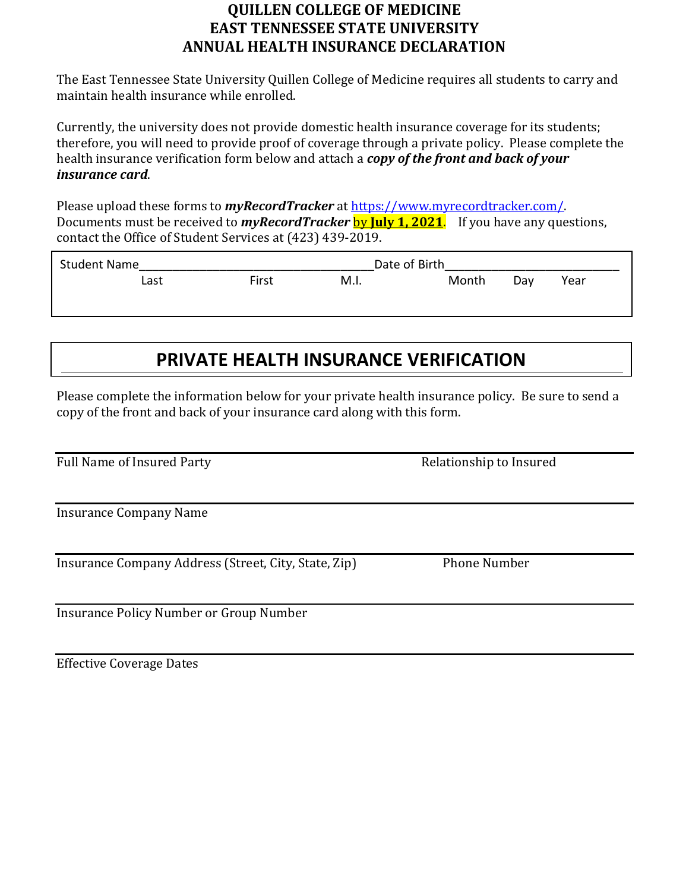# QUILLEN COLLEGE OF MEDICINE
# EAST TENNESSEE STATE UNIVERSITY
# ANNUAL HEALTH INSURANCE DECLARATION

The East Tennessee State University Quillen College of Medicine requires all students to carry and maintain health insurance while enrolled.

Currently, the university does not provide domestic health insurance coverage for its students; therefore, you will need to provide proof of coverage through a private policy. Please complete the health insurance verification form below and attach a ***copy of the front and back of your insurance card***.

Please upload these forms to ***myRecordTracker*** at https://www.myrecordtracker.com/. Documents must be received to ***myRecordTracker*** by **July 1, 2021**. If you have any questions, contact the Office of Student Services at (423) 439-2019.

Student Name_____________________________________Date of Birth___________________________
Last First M.I. Month Day Year

## PRIVATE HEALTH INSURANCE VERIFICATION

Please complete the information below for your private health insurance policy. Be sure to send a copy of the front and back of your insurance card along with this form.

Full Name of Insured Party Relationship to Insured

Insurance Company Name

Insurance Company Address (Street, City, State, Zip) Phone Number

Insurance Policy Number or Group Number

Effective Coverage Dates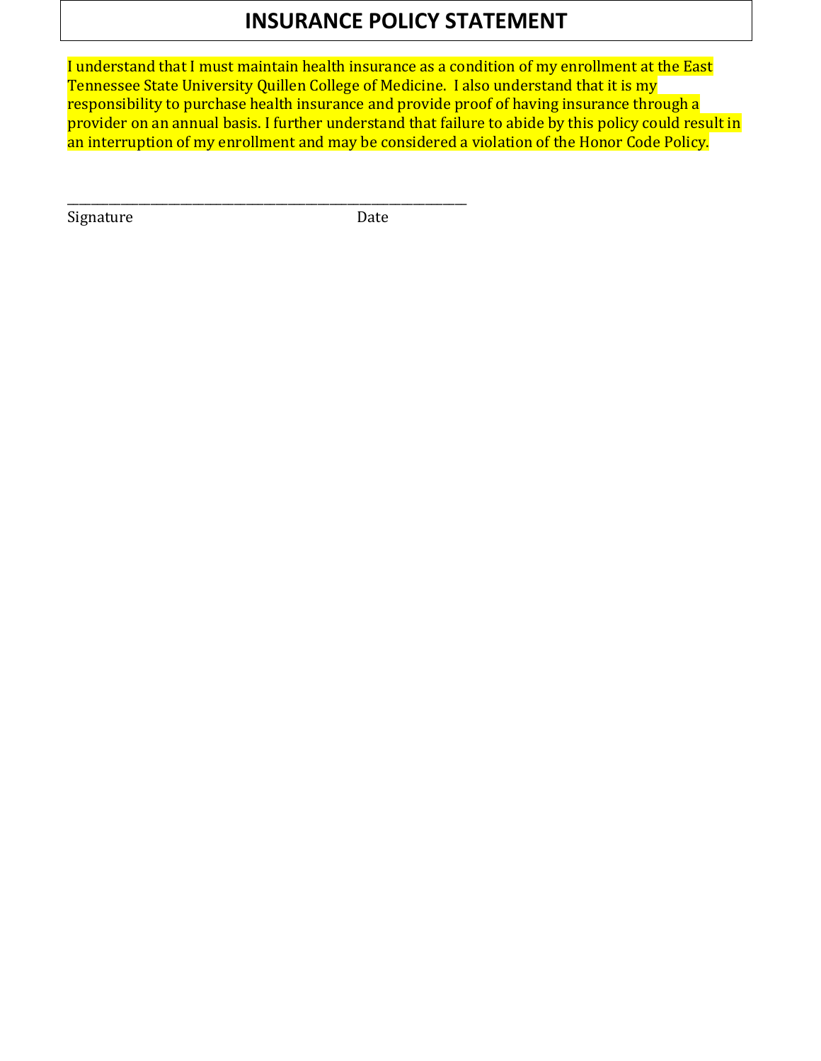# INSURANCE POLICY STATEMENT

I understand that I must maintain health insurance as a condition of my enrollment at the East Tennessee State University Quillen College of Medicine. I also understand that it is my responsibility to purchase health insurance and provide proof of having insurance through a provider on an annual basis. I further understand that failure to abide by this policy could result in an interruption of my enrollment and may be considered a violation of the Honor Code Policy.

\_\_\_\_\_\_\_\_\_\_\_\_\_\_\_\_\_\_\_\_\_\_\_\_\_\_\_\_\_\_\_\_\_\_\_\_\_\_\_\_\_\_\_\_\_\_\_\_\_\_\_\_\_\_\_\_\_\_

Signature                                                      Date